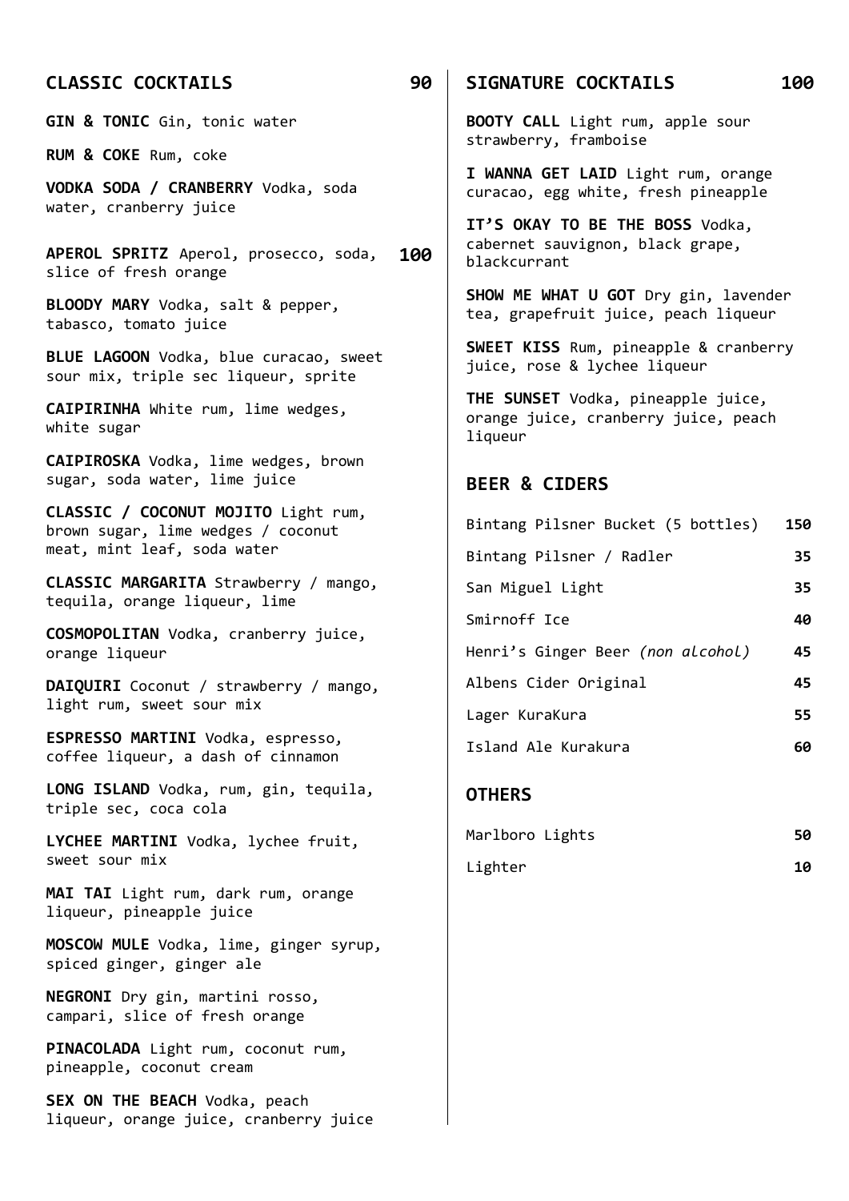## CLASSIC COCKTAILS 90

**GIN & TONIC** Gin, tonic water

**RUM & COKE** Rum, coke

**VODKA SODA / CRANBERRY** Vodka, soda water, cranberry juice

**APEROL SPRITZ** Aperol, prosecco, soda, slice of fresh orange **100**

**BLOODY MARY** Vodka, salt & pepper, tabasco, tomato juice

**BLUE LAGOON** Vodka, blue curacao, sweet sour mix, triple sec liqueur, sprite

**CAIPIRINHA** White rum, lime wedges, white sugar

**CAIPIROSKA** Vodka, lime wedges, brown sugar, soda water, lime juice

**CLASSIC / COCONUT MOJITO** Light rum, brown sugar, lime wedges / coconut meat, mint leaf, soda water

**CLASSIC MARGARITA** Strawberry / mango, tequila, orange liqueur, lime

**COSMOPOLITAN** Vodka, cranberry juice, orange liqueur

**DAIQUIRI** Coconut / strawberry / mango, light rum, sweet sour mix

**ESPRESSO MARTINI** Vodka, espresso, coffee liqueur, a dash of cinnamon

**LONG ISLAND** Vodka, rum, gin, tequila, triple sec, coca cola

**LYCHEE MARTINI** Vodka, lychee fruit, sweet sour mix

**MAI TAI** Light rum, dark rum, orange liqueur, pineapple juice

**MOSCOW MULE** Vodka, lime, ginger syrup, spiced ginger, ginger ale

**NEGRONI** Dry gin, martini rosso, campari, slice of fresh orange

**PINACOLADA** Light rum, coconut rum, pineapple, coconut cream

**SEX ON THE BEACH** Vodka, peach liqueur, orange juice, cranberry juice

## SIGNATURE COCKTAILS 100

**BOOTY CALL** Light rum, apple sour strawberry, framboise

**I WANNA GET LAID** Light rum, orange curacao, egg white, fresh pineapple

**IT'S OKAY TO BE THE BOSS** Vodka, cabernet sauvignon, black grape, blackcurrant

**SHOW ME WHAT U GOT** Dry gin, lavender tea, grapefruit juice, peach liqueur

**SWEET KISS** Rum, pineapple & cranberry juice, rose & lychee liqueur

**THE SUNSET** Vodka, pineapple juice, orange juice, cranberry juice, peach liqueur

## BEER & CIDERS

| | |
|---|---|
| Bintang Pilsner Bucket (5 bottles) | **150** |
| Bintang Pilsner / Radler | **35** |
| San Miguel Light | **35** |
| Smirnoff Ice | **40** |
| Henri's Ginger Beer *(non alcohol)* | **45** |
| Albens Cider Original | **45** |
| Lager KuraKura | **55** |
| Island Ale Kurakura | **60** |

## OTHERS

| | |
|---|---|
| Marlboro Lights | **50** |
| Lighter | **10** |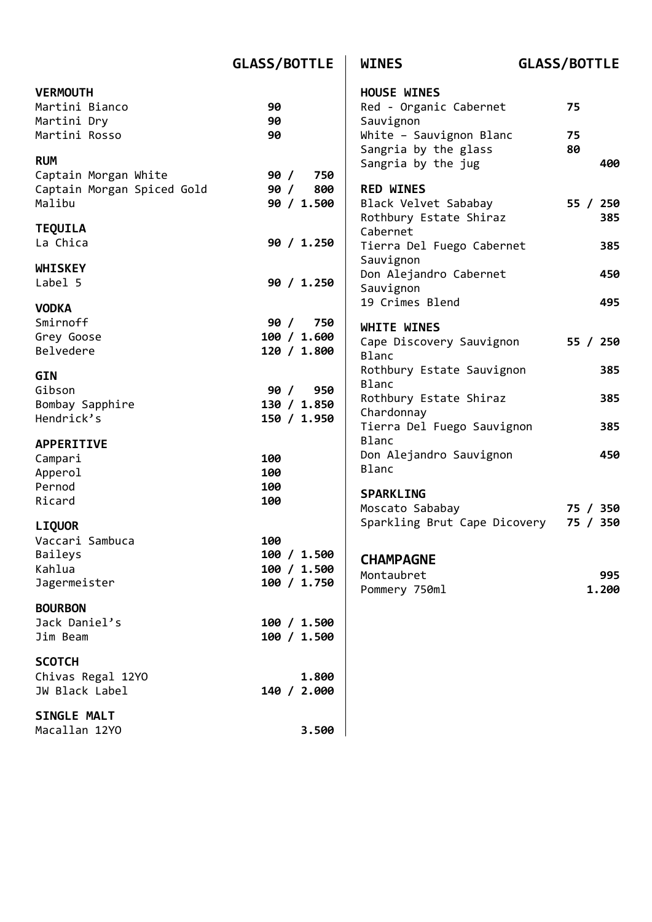| | GLASS/BOTTLE |
|---|---|
| **VERMOUTH** | |
| Martini Bianco | 90 |
| Martini Dry | 90 |
| Martini Rosso | 90 |
| **RUM** | |
| Captain Morgan White | 90 / 750 |
| Captain Morgan Spiced Gold | 90 / 800 |
| Malibu | 90 / 1.500 |
| **TEQUILA** | |
| La Chica | 90 / 1.250 |
| **WHISKEY** | |
| Label 5 | 90 / 1.250 |
| **VODKA** | |
| Smirnoff | 90 / 750 |
| Grey Goose | 100 / 1.600 |
| Belvedere | 120 / 1.800 |
| **GIN** | |
| Gibson | 90 / 950 |
| Bombay Sapphire | 130 / 1.850 |
| Hendrick's | 150 / 1.950 |
| **APPERITIVE** | |
| Campari | 100 |
| Apperol | 100 |
| Pernod | 100 |
| Ricard | 100 |
| **LIQUOR** | |
| Vaccari Sambuca | 100 |
| Baileys | 100 / 1.500 |
| Kahlua | 100 / 1.500 |
| Jagermeister | 100 / 1.750 |
| **BOURBON** | |
| Jack Daniel's | 100 / 1.500 |
| Jim Beam | 100 / 1.500 |
| **SCOTCH** | |
| Chivas Regal 12YO | 1.800 |
| JW Black Label | 140 / 2.000 |
| **SINGLE MALT** | |
| Macallan 12YO | 3.500 |

| WINES | GLASS/BOTTLE |
|---|---|
| **HOUSE WINES** | |
| Red - Organic Cabernet Sauvignon | 75 |
| White – Sauvignon Blanc | 75 |
| Sangria by the glass | 80 |
| Sangria by the jug | 400 |
| **RED WINES** | |
| Black Velvet Sababay | 55 / 250 |
| Rothbury Estate Shiraz Cabernet | 385 |
| Tierra Del Fuego Cabernet Sauvignon | 385 |
| Don Alejandro Cabernet Sauvignon | 450 |
| 19 Crimes Blend | 495 |
| **WHITE WINES** | |
| Cape Discovery Sauvignon Blanc | 55 / 250 |
| Rothbury Estate Sauvignon Blanc | 385 |
| Rothbury Estate Shiraz Chardonnay | 385 |
| Tierra Del Fuego Sauvignon Blanc | 385 |
| Don Alejandro Sauvignon Blanc | 450 |
| **SPARKLING** | |
| Moscato Sababay | 75 / 350 |
| Sparkling Brut Cape Dicovery | 75 / 350 |
| **CHAMPAGNE** | |
| Montaubret | 995 |
| Pommery 750ml | 1.200 |